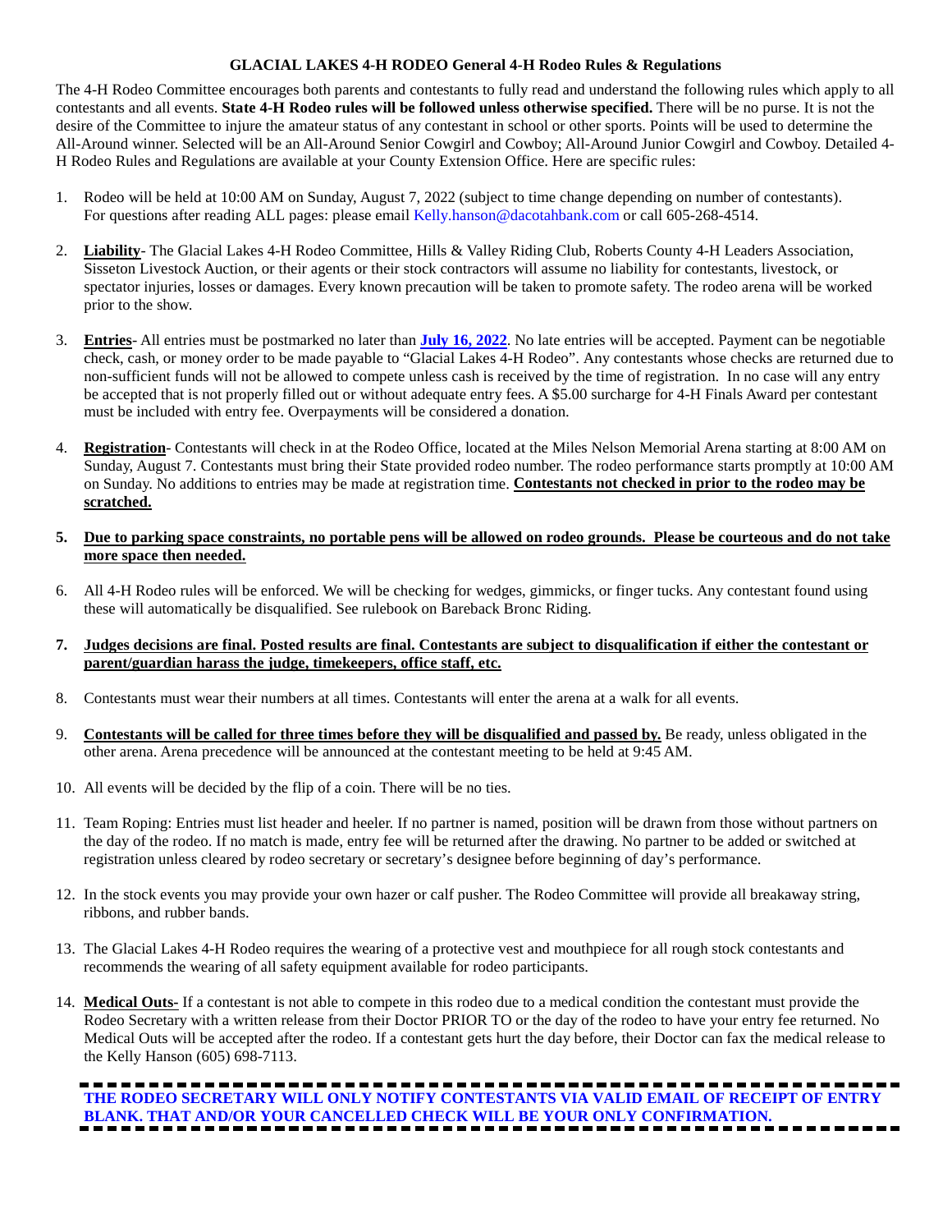**GLACIAL LAKES 4-H RODEO General 4-H Rodeo Rules & Regulations**

The 4-H Rodeo Committee encourages both parents and contestants to fully read and understand the following rules which apply to all contestants and all events. **State 4-H Rodeo rules will be followed unless otherwise specified.** There will be no purse. It is not the desire of the Committee to injure the amateur status of any contestant in school or other sports. Points will be used to determine the All-Around winner. Selected will be an All-Around Senior Cowgirl and Cowboy; All-Around Junior Cowgirl and Cowboy. Detailed 4-H Rodeo Rules and Regulations are available at your County Extension Office. Here are specific rules:

1. Rodeo will be held at 10:00 AM on Sunday, August 7, 2022 (subject to time change depending on number of contestants). For questions after reading ALL pages: please email Kelly.hanson@dacotahbank.com or call 605-268-4514.

2. **Liability**- The Glacial Lakes 4-H Rodeo Committee, Hills & Valley Riding Club, Roberts County 4-H Leaders Association, Sisseton Livestock Auction, or their agents or their stock contractors will assume no liability for contestants, livestock, or spectator injuries, losses or damages. Every known precaution will be taken to promote safety. The rodeo arena will be worked prior to the show.

3. **Entries**- All entries must be postmarked no later than **July 16, 2022**. No late entries will be accepted. Payment can be negotiable check, cash, or money order to be made payable to "Glacial Lakes 4-H Rodeo". Any contestants whose checks are returned due to non-sufficient funds will not be allowed to compete unless cash is received by the time of registration. In no case will any entry be accepted that is not properly filled out or without adequate entry fees. A $5.00 surcharge for 4-H Finals Award per contestant must be included with entry fee. Overpayments will be considered a donation.

4. **Registration**- Contestants will check in at the Rodeo Office, located at the Miles Nelson Memorial Arena starting at 8:00 AM on Sunday, August 7. Contestants must bring their State provided rodeo number. The rodeo performance starts promptly at 10:00 AM on Sunday. No additions to entries may be made at registration time. **Contestants not checked in prior to the rodeo may be scratched.**

5. **Due to parking space constraints, no portable pens will be allowed on rodeo grounds. Please be courteous and do not take more space then needed.**

6. All 4-H Rodeo rules will be enforced. We will be checking for wedges, gimmicks, or finger tucks. Any contestant found using these will automatically be disqualified. See rulebook on Bareback Bronc Riding.

7. **Judges decisions are final. Posted results are final. Contestants are subject to disqualification if either the contestant or parent/guardian harass the judge, timekeepers, office staff, etc.**

8. Contestants must wear their numbers at all times. Contestants will enter the arena at a walk for all events.

9. **Contestants will be called for three times before they will be disqualified and passed by.** Be ready, unless obligated in the other arena. Arena precedence will be announced at the contestant meeting to be held at 9:45 AM.

10. All events will be decided by the flip of a coin. There will be no ties.

11. Team Roping: Entries must list header and heeler. If no partner is named, position will be drawn from those without partners on the day of the rodeo. If no match is made, entry fee will be returned after the drawing. No partner to be added or switched at registration unless cleared by rodeo secretary or secretary's designee before beginning of day's performance.

12. In the stock events you may provide your own hazer or calf pusher. The Rodeo Committee will provide all breakaway string, ribbons, and rubber bands.

13. The Glacial Lakes 4-H Rodeo requires the wearing of a protective vest and mouthpiece for all rough stock contestants and recommends the wearing of all safety equipment available for rodeo participants.

14. **Medical Outs**- If a contestant is not able to compete in this rodeo due to a medical condition the contestant must provide the Rodeo Secretary with a written release from their Doctor PRIOR TO or the day of the rodeo to have your entry fee returned. No Medical Outs will be accepted after the rodeo. If a contestant gets hurt the day before, their Doctor can fax the medical release to the Kelly Hanson (605) 698-7113.

---

**THE RODEO SECRETARY WILL ONLY NOTIFY CONTESTANTS VIA VALID EMAIL OF RECEIPT OF ENTRY BLANK. THAT AND/OR YOUR CANCELLED CHECK WILL BE YOUR ONLY CONFIRMATION.**

---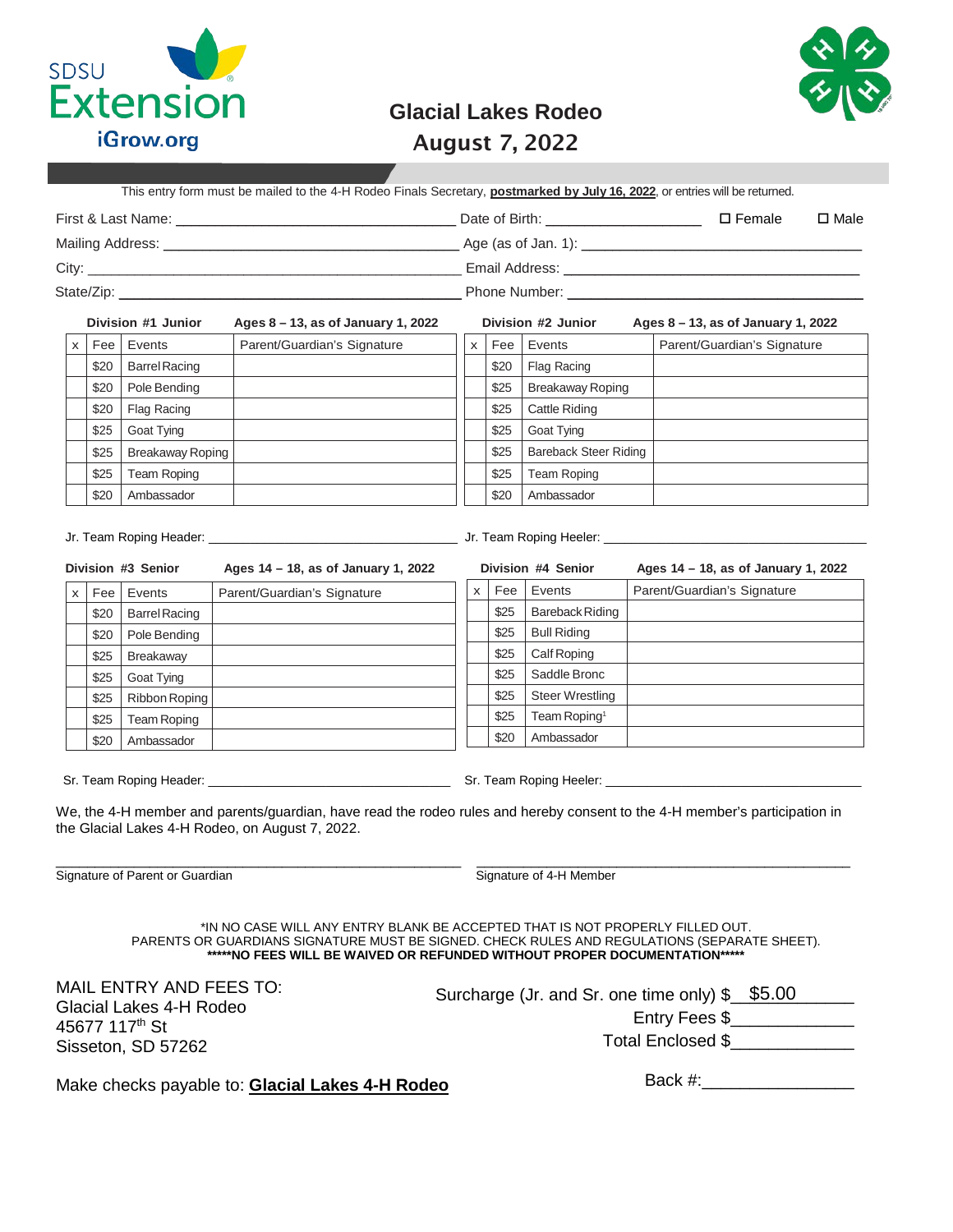SDSU Extension
iGrow.org

# Glacial Lakes Rodeo
## August 7, 2022

This entry form must be mailed to the 4-H Rodeo Finals Secretary, **postmarked by July 16, 2022**, or entries will be returned.

First & Last Name: ______________________ Date of Birth: ______________ ☐ Female ☐ Male

Mailing Address: ______________________ Age (as of Jan. 1): ______________________

City: ______________________ Email Address: ______________________

State/Zip: ______________________ Phone Number: ______________________

**Division #1 Junior** — **Ages 8 – 13, as of January 1, 2022**

| x | Fee | Events | Parent/Guardian's Signature |
|---|---|---|---|
| | $20 | Barrel Racing | |
| | $20 | Pole Bending | |
| | $20 | Flag Racing | |
| | $25 | Goat Tying | |
| | $25 | Breakaway Roping | |
| | $25 | Team Roping | |
| | $20 | Ambassador | |

**Division #2 Junior** — **Ages 8 – 13, as of January 1, 2022**

| x | Fee | Events | Parent/Guardian's Signature |
|---|---|---|---|
| | $20 | Flag Racing | |
| | $25 | Breakaway Roping | |
| | $25 | Cattle Riding | |
| | $25 | Goat Tying | |
| | $25 | Bareback Steer Riding | |
| | $25 | Team Roping | |
| | $20 | Ambassador | |

Jr. Team Roping Header: ______________________ Jr. Team Roping Heeler: ______________________

**Division #3 Senior** — **Ages 14 – 18, as of January 1, 2022**

| x | Fee | Events | Parent/Guardian's Signature |
|---|---|---|---|
| | $20 | Barrel Racing | |
| | $20 | Pole Bending | |
| | $25 | Breakaway | |
| | $25 | Goat Tying | |
| | $25 | Ribbon Roping | |
| | $25 | Team Roping | |
| | $20 | Ambassador | |

**Division #4 Senior** — **Ages 14 – 18, as of January 1, 2022**

| x | Fee | Events | Parent/Guardian's Signature |
|---|---|---|---|
| | $25 | Bareback Riding | |
| | $25 | Bull Riding | |
| | $25 | Calf Roping | |
| | $25 | Saddle Bronc | |
| | $25 | Steer Wrestling | |
| | $25 | Team Roping[1] | |
| | $20 | Ambassador | |

Sr. Team Roping Header: ______________________ Sr. Team Roping Heeler: ______________________

We, the 4-H member and parents/guardian, have read the rodeo rules and hereby consent to the 4-H member's participation in the Glacial Lakes 4-H Rodeo, on August 7, 2022.

______________________ ______________________
Signature of Parent or Guardian Signature of 4-H Member

*IN NO CASE WILL ANY ENTRY BLANK BE ACCEPTED THAT IS NOT PROPERLY FILLED OUT.
PARENTS OR GUARDIANS SIGNATURE MUST BE SIGNED. CHECK RULES AND REGULATIONS (SEPARATE SHEET).
*****NO FEES WILL BE WAIVED OR REFUNDED WITHOUT PROPER DOCUMENTATION*****

MAIL ENTRY AND FEES TO:
Glacial Lakes 4-H Rodeo
45677 117th St
Sisseton, SD 57262

Surcharge (Jr. and Sr. one time only) $ $5.00
Entry Fees $____________
Total Enclosed $____________

Make checks payable to: **Glacial Lakes 4-H Rodeo**

Back #:______________